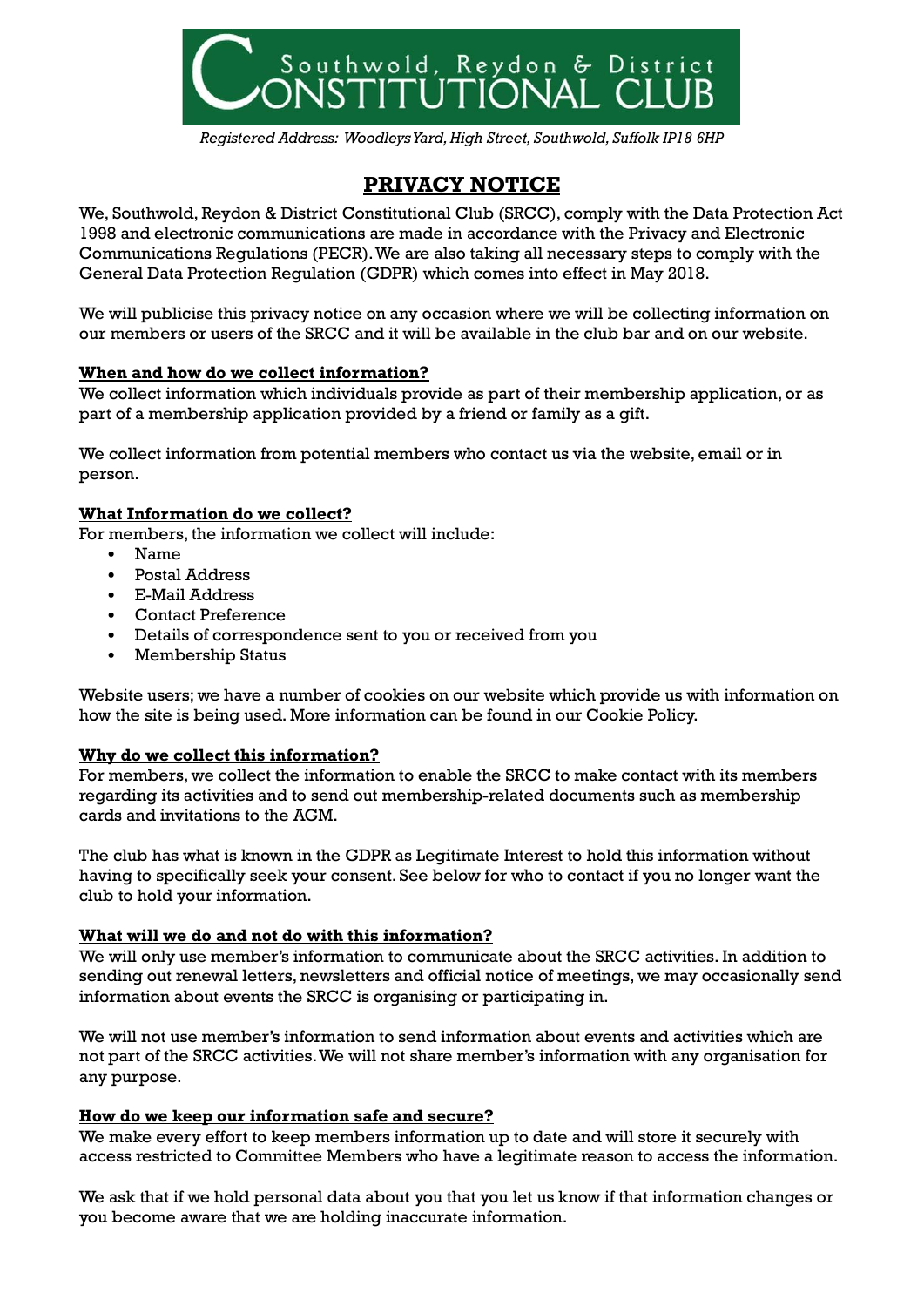# Southwold, Reydon & District CONSTITUTIONAL CLUB

*Registered Address: Woodleys Yard, High Street, Southwold, Suffolk IP18 6HP*

## PRIVACY NOTICE

We, Southwold, Reydon & District Constitutional Club (SRCC), comply with the Data Protection Act 1998 and electronic communications are made in accordance with the Privacy and Electronic Communications Regulations (PECR). We are also taking all necessary steps to comply with the General Data Protection Regulation (GDPR) which comes into effect in May 2018.

We will publicise this privacy notice on any occasion where we will be collecting information on our members or users of the SRCC and it will be available in the club bar and on our website.

### When and how do we collect information?

We collect information which individuals provide as part of their membership application, or as part of a membership application provided by a friend or family as a gift.

We collect information from potential members who contact us via the website, email or in person.

### What Information do we collect?

For members, the information we collect will include:

- Name
- Postal Address
- E-Mail Address
- Contact Preference
- Details of correspondence sent to you or received from you
- Membership Status

Website users; we have a number of cookies on our website which provide us with information on how the site is being used. More information can be found in our Cookie Policy.

### Why do we collect this information?

For members, we collect the information to enable the SRCC to make contact with its members regarding its activities and to send out membership-related documents such as membership cards and invitations to the AGM.

The club has what is known in the GDPR as Legitimate Interest to hold this information without having to specifically seek your consent. See below for who to contact if you no longer want the club to hold your information.

### What will we do and not do with this information?

We will only use member's information to communicate about the SRCC activities. In addition to sending out renewal letters, newsletters and official notice of meetings, we may occasionally send information about events the SRCC is organising or participating in.

We will not use member's information to send information about events and activities which are not part of the SRCC activities. We will not share member's information with any organisation for any purpose.

### How do we keep our information safe and secure?

We make every effort to keep members information up to date and will store it securely with access restricted to Committee Members who have a legitimate reason to access the information.

We ask that if we hold personal data about you that you let us know if that information changes or you become aware that we are holding inaccurate information.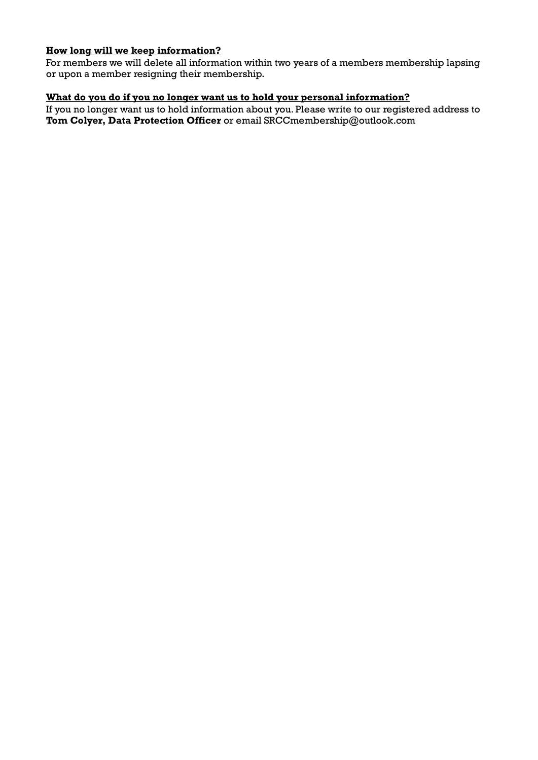**How long will we keep information?**

For members we will delete all information within two years of a members membership lapsing or upon a member resigning their membership.

**What do you do if you no longer want us to hold your personal information?**

If you no longer want us to hold information about you. Please write to our registered address to **Tom Colyer, Data Protection Officer** or email SRCCmembership@outlook.com